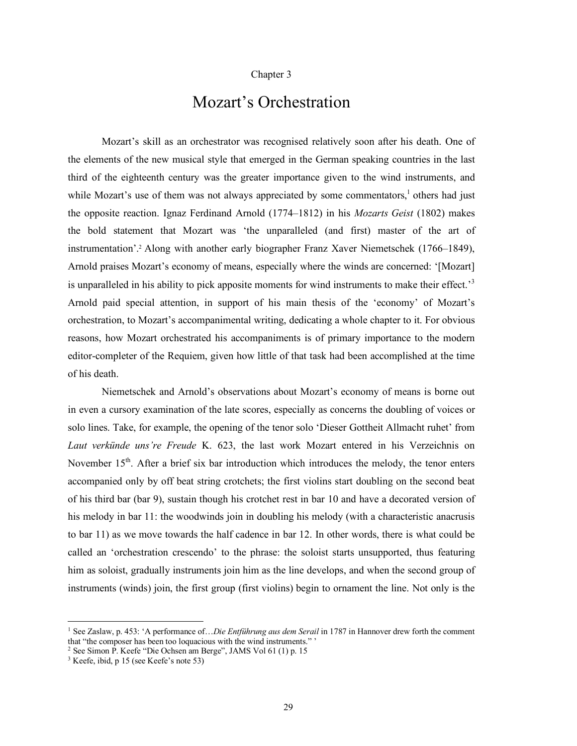Chapter 3

# Mozart's Orchestration

Mozart's skill as an orchestrator was recognised relatively soon after his death. One of the elements of the new musical style that emerged in the German speaking countries in the last third of the eighteenth century was the greater importance given to the wind instruments, and while Mozart's use of them was not always appreciated by some commentators,[1] others had just the opposite reaction. Ignaz Ferdinand Arnold (1774–1812) in his *Mozarts Geist* (1802) makes the bold statement that Mozart was 'the unparaleled (and first) master of the art of instrumentation'.[2] Along with another early biographer Franz Xaver Niemetschek (1766–1849), Arnold praises Mozart's economy of means, especially where the winds are concerned: '[Mozart] is unparalleled in his ability to pick apposite moments for wind instruments to make their effect.'[3] Arnold paid special attention, in support of his main thesis of the 'economy' of Mozart's orchestration, to Mozart's accompanimental writing, dedicating a whole chapter to it. For obvious reasons, how Mozart orchestrated his accompaniments is of primary importance to the modern editor-completer of the Requiem, given how little of that task had been accomplished at the time of his death.

Niemetschek and Arnold's observations about Mozart's economy of means is borne out in even a cursory examination of the late scores, especially as concerns the doubling of voices or solo lines. Take, for example, the opening of the tenor solo 'Dieser Gottheit Allmacht ruhet' from *Laut verkünde uns're Freude* K. 623, the last work Mozart entered in his Verzeichnis on November 15th. After a brief six bar introduction which introduces the melody, the tenor enters accompanied only by off beat string crotchets; the first violins start doubling on the second beat of his third bar (bar 9), sustain though his crotchet rest in bar 10 and have a decorated version of his melody in bar 11: the woodwinds join in doubling his melody (with a characteristic anacrusis to bar 11) as we move towards the half cadence in bar 12. In other words, there is what could be called an 'orchestration crescendo' to the phrase: the soloist starts unsupported, thus featuring him as soloist, gradually instruments join him as the line develops, and when the second group of instruments (winds) join, the first group (first violins) begin to ornament the line. Not only is the

---

[1] See Zaslaw, p. 453: 'A performance of…*Die Entführung aus dem Serail* in 1787 in Hannover drew forth the comment that "the composer has been too loquacious with the wind instruments." '

[2] See Simon P. Keefe "Die Ochsen am Berge", JAMS Vol 61 (1) p. 15

[3] Keefe, ibid, p 15 (see Keefe's note 53)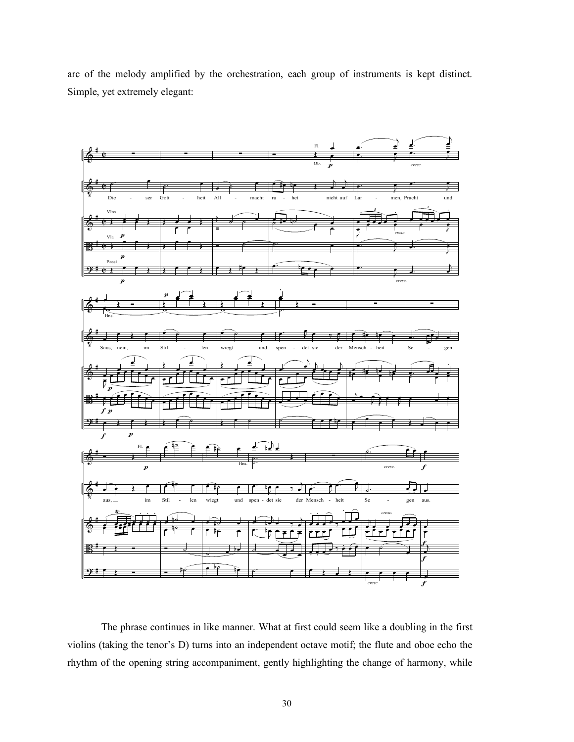arc of the melody amplified by the orchestration, each group of instruments is kept distinct. Simple, yet extremely elegant:

The phrase continues in like manner. What at first could seem like a doubling in the first violins (taking the tenor's D) turns into an independent octave motif; the flute and oboe echo the rhythm of the opening string accompaniment, gently highlighting the change of harmony, while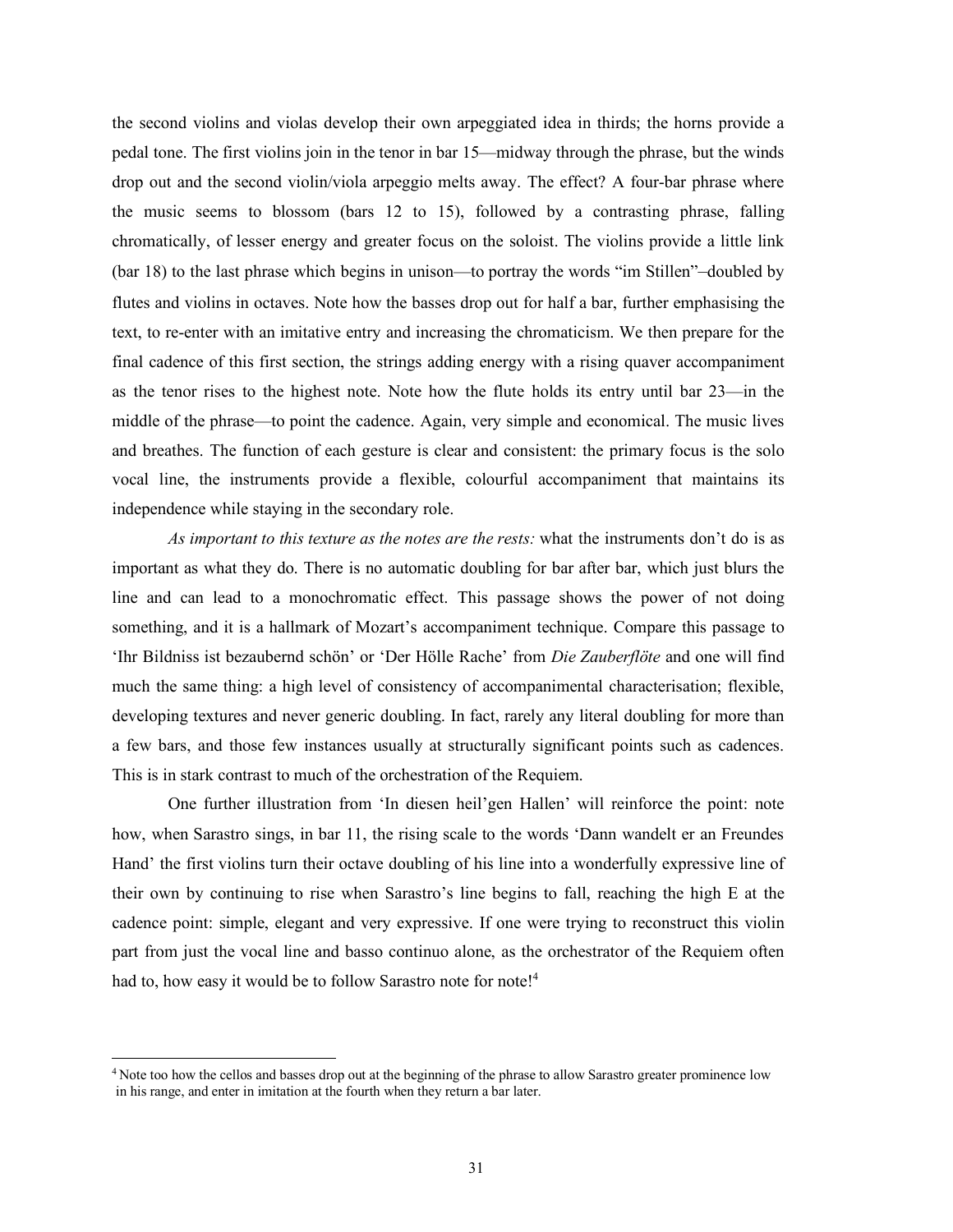the second violins and violas develop their own arpeggiated idea in thirds; the horns provide a pedal tone. The first violins join in the tenor in bar 15—midway through the phrase, but the winds drop out and the second violin/viola arpeggio melts away. The effect? A four-bar phrase where the music seems to blossom (bars 12 to 15), followed by a contrasting phrase, falling chromatically, of lesser energy and greater focus on the soloist. The violins provide a little link (bar 18) to the last phrase which begins in unison—to portray the words "im Stillen"–doubled by flutes and violins in octaves. Note how the basses drop out for half a bar, further emphasising the text, to re-enter with an imitative entry and increasing the chromaticism. We then prepare for the final cadence of this first section, the strings adding energy with a rising quaver accompaniment as the tenor rises to the highest note. Note how the flute holds its entry until bar 23—in the middle of the phrase—to point the cadence. Again, very simple and economical. The music lives and breathes. The function of each gesture is clear and consistent: the primary focus is the solo vocal line, the instruments provide a flexible, colourful accompaniment that maintains its independence while staying in the secondary role.

*As important to this texture as the notes are the rests:* what the instruments don't do is as important as what they do. There is no automatic doubling for bar after bar, which just blurs the line and can lead to a monochromatic effect. This passage shows the power of not doing something, and it is a hallmark of Mozart's accompaniment technique. Compare this passage to 'Ihr Bildniss ist bezaubernd schön' or 'Der Hölle Rache' from *Die Zauberflöte* and one will find much the same thing: a high level of consistency of accompanimental characterisation; flexible, developing textures and never generic doubling. In fact, rarely any literal doubling for more than a few bars, and those few instances usually at structurally significant points such as cadences. This is in stark contrast to much of the orchestration of the Requiem.

One further illustration from 'In diesen heil'gen Hallen' will reinforce the point: note how, when Sarastro sings, in bar 11, the rising scale to the words 'Dann wandelt er an Freundes Hand' the first violins turn their octave doubling of his line into a wonderfully expressive line of their own by continuing to rise when Sarastro's line begins to fall, reaching the high E at the cadence point: simple, elegant and very expressive. If one were trying to reconstruct this violin part from just the vocal line and basso continuo alone, as the orchestrator of the Requiem often had to, how easy it would be to follow Sarastro note for note![4]

---

[4] Note too how the cellos and basses drop out at the beginning of the phrase to allow Sarastro greater prominence low in his range, and enter in imitation at the fourth when they return a bar later.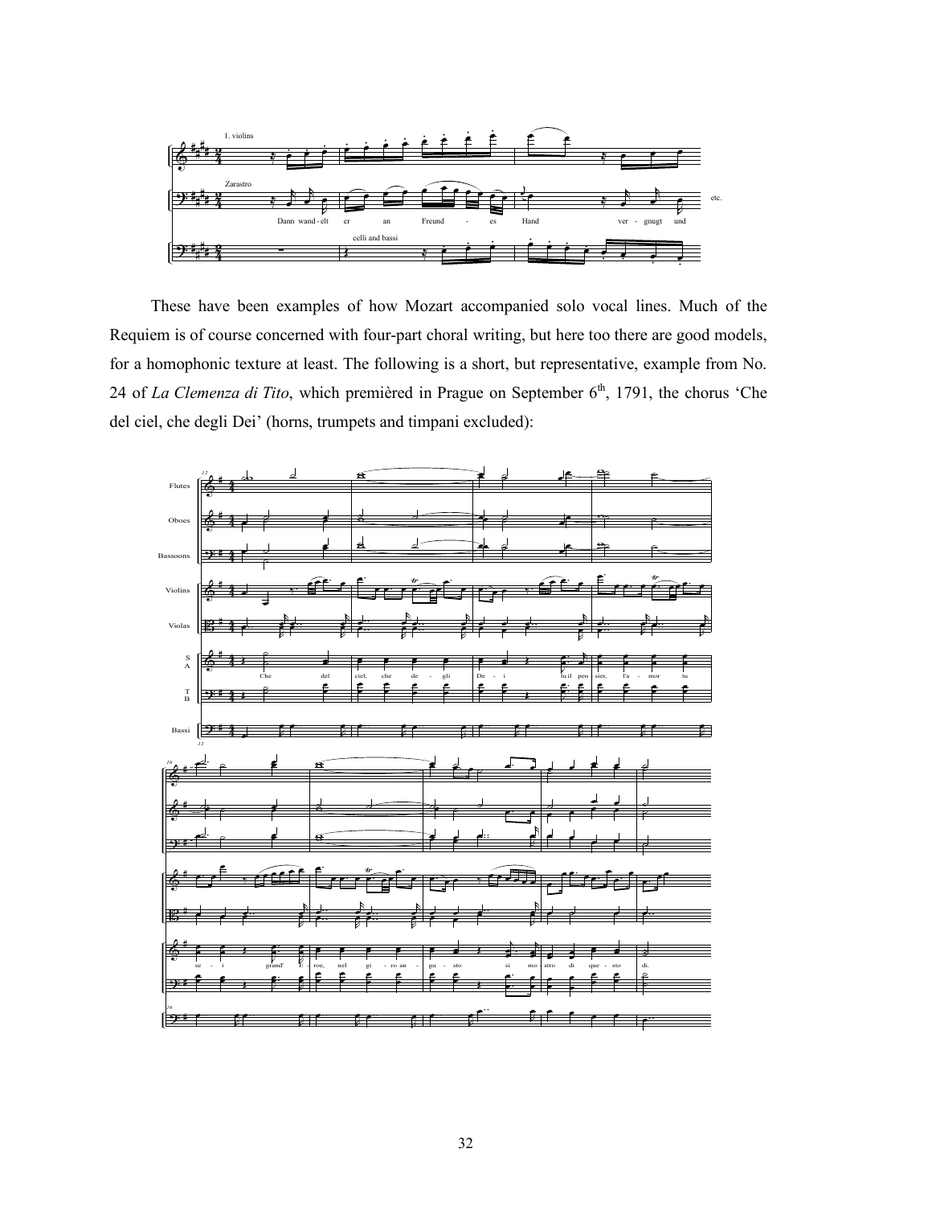These have been examples of how Mozart accompanied solo vocal lines. Much of the Requiem is of course concerned with four-part choral writing, but here too there are good models, for a homophonic texture at least. The following is a short, but representative, example from No. 24 of *La Clemenza di Tito*, which premièred in Prague on September 6th, 1791, the chorus 'Che del ciel, che degli Dei' (horns, trumpets and timpani excluded):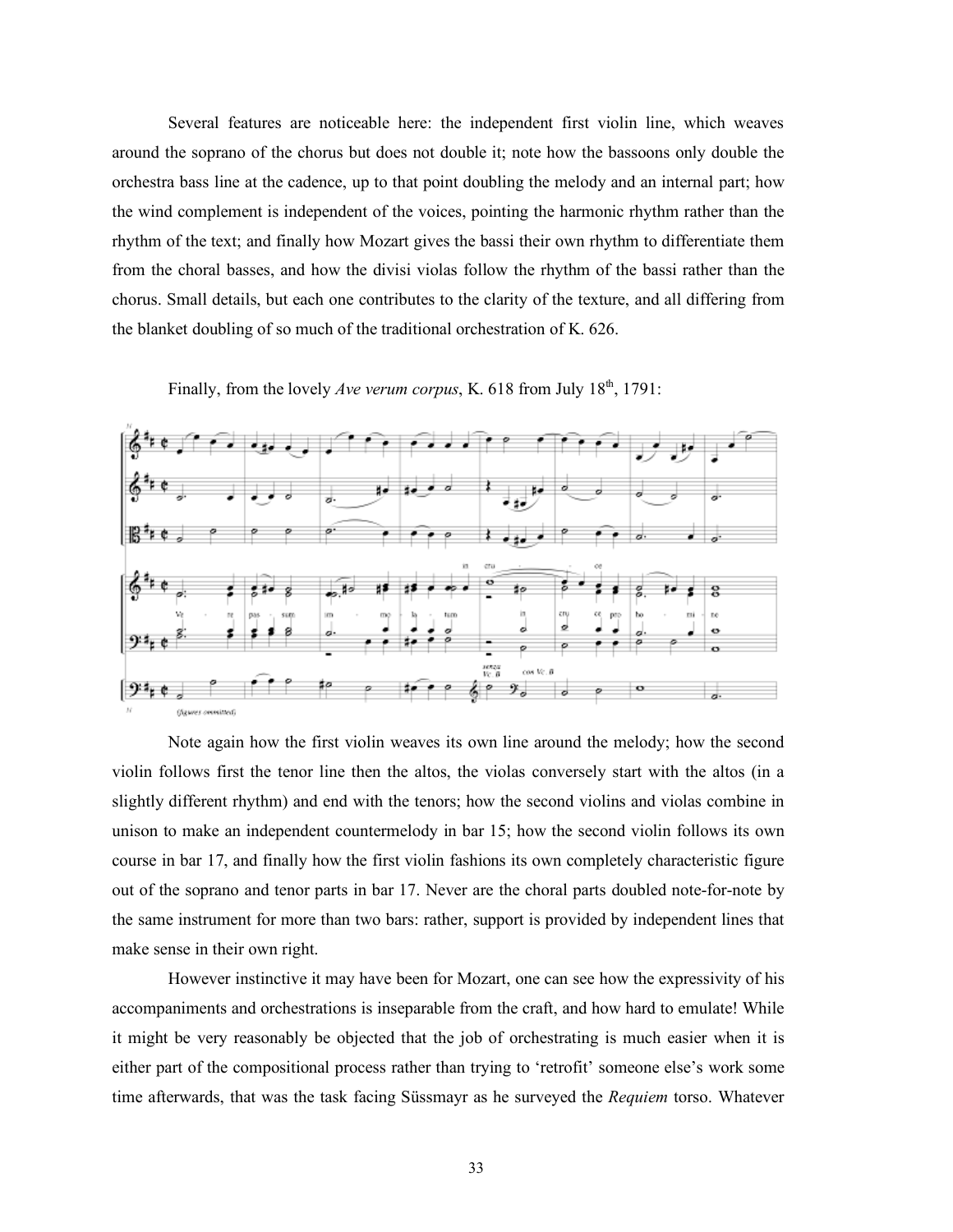Several features are noticeable here: the independent first violin line, which weaves around the soprano of the chorus but does not double it; note how the bassoons only double the orchestra bass line at the cadence, up to that point doubling the melody and an internal part; how the wind complement is independent of the voices, pointing the harmonic rhythm rather than the rhythm of the text; and finally how Mozart gives the bassi their own rhythm to differentiate them from the choral basses, and how the divisi violas follow the rhythm of the bassi rather than the chorus. Small details, but each one contributes to the clarity of the texture, and all differing from the blanket doubling of so much of the traditional orchestration of K. 626.

Finally, from the lovely *Ave verum corpus*, K. 618 from July 18[th], 1791:

Note again how the first violin weaves its own line around the melody; how the second violin follows first the tenor line then the altos, the violas conversely start with the altos (in a slightly different rhythm) and end with the tenors; how the second violins and violas combine in unison to make an independent countermelody in bar 15; how the second violin follows its own course in bar 17, and finally how the first violin fashions its own completely characteristic figure out of the soprano and tenor parts in bar 17. Never are the choral parts doubled note-for-note by the same instrument for more than two bars: rather, support is provided by independent lines that make sense in their own right.

However instinctive it may have been for Mozart, one can see how the expressivity of his accompaniments and orchestrations is inseparable from the craft, and how hard to emulate! While it might be very reasonably be objected that the job of orchestrating is much easier when it is either part of the compositional process rather than trying to 'retrofit' someone else's work some time afterwards, that was the task facing Süssmayr as he surveyed the *Requiem* torso. Whatever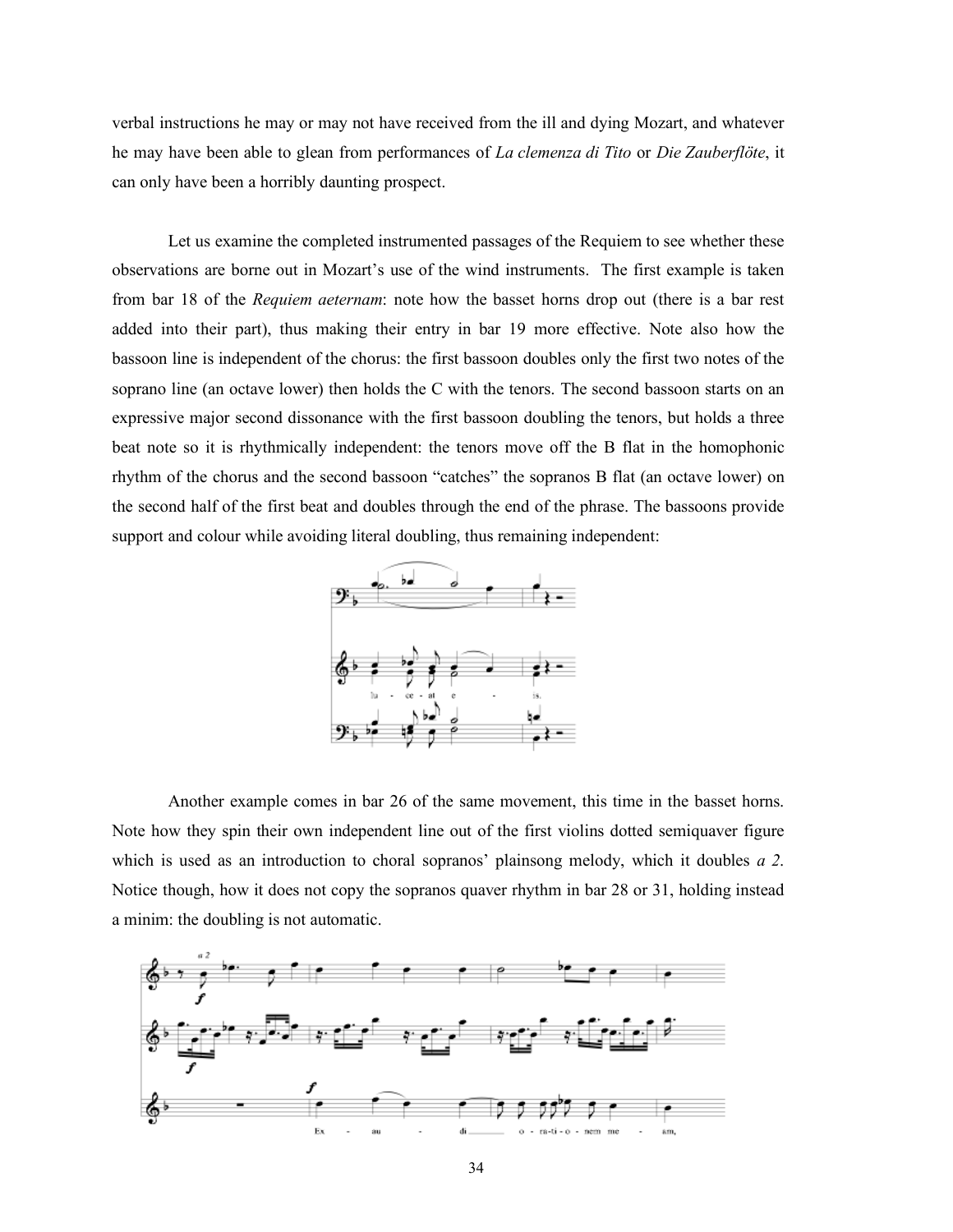verbal instructions he may or may not have received from the ill and dying Mozart, and whatever he may have been able to glean from performances of *La clemenza di Tito* or *Die Zauberflöte*, it can only have been a horribly daunting prospect.

Let us examine the completed instrumented passages of the Requiem to see whether these observations are borne out in Mozart's use of the wind instruments. The first example is taken from bar 18 of the *Requiem aeternam*: note how the basset horns drop out (there is a bar rest added into their part), thus making their entry in bar 19 more effective. Note also how the bassoon line is independent of the chorus: the first bassoon doubles only the first two notes of the soprano line (an octave lower) then holds the C with the tenors. The second bassoon starts on an expressive major second dissonance with the first bassoon doubling the tenors, but holds a three beat note so it is rhythmically independent: the tenors move off the B flat in the homophonic rhythm of the chorus and the second bassoon "catches" the sopranos B flat (an octave lower) on the second half of the first beat and doubles through the end of the phrase. The bassoons provide support and colour while avoiding literal doubling, thus remaining independent:

Another example comes in bar 26 of the same movement, this time in the basset horns. Note how they spin their own independent line out of the first violins dotted semiquaver figure which is used as an introduction to choral sopranos' plainsong melody, which it doubles *a 2*. Notice though, how it does not copy the sopranos quaver rhythm in bar 28 or 31, holding instead a minim: the doubling is not automatic.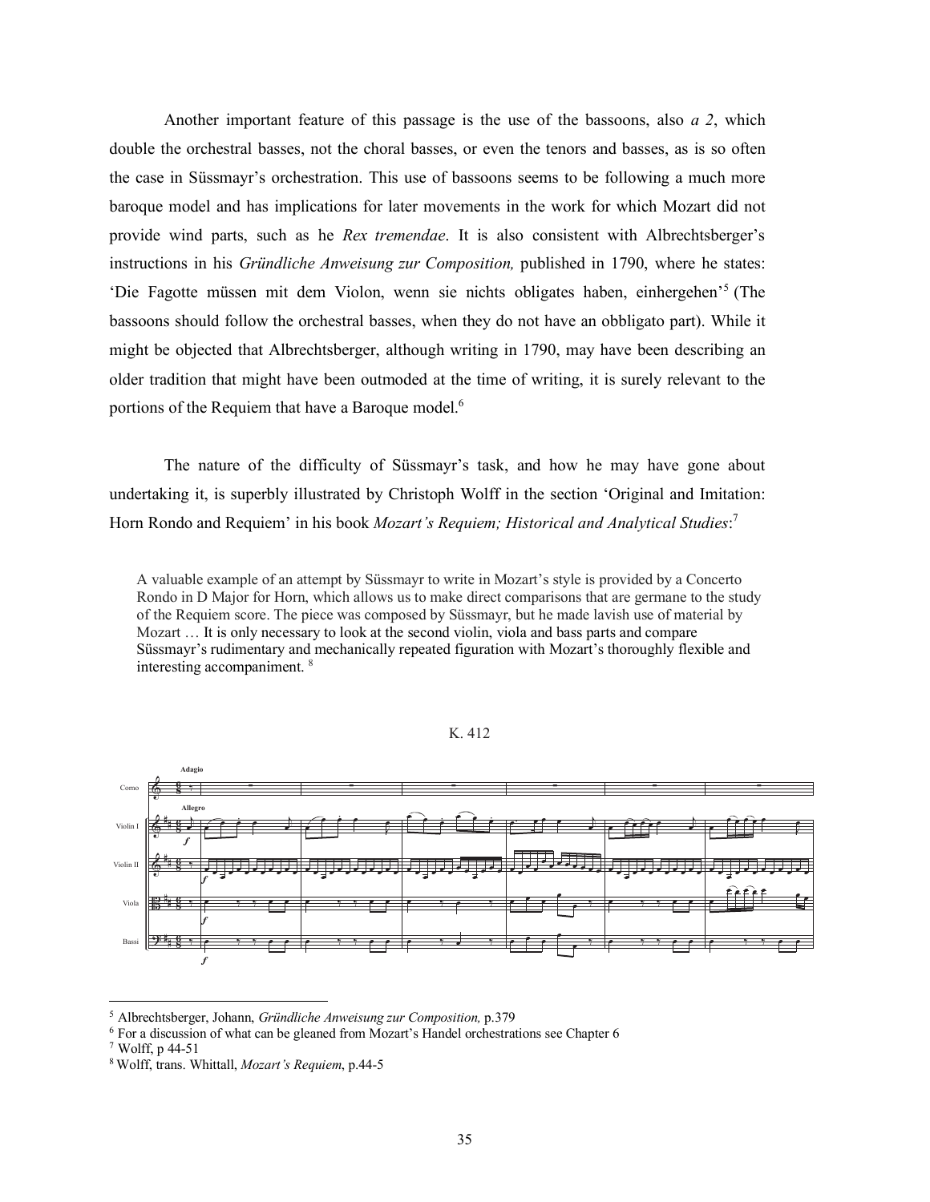Another important feature of this passage is the use of the bassoons, also *a 2*, which double the orchestral basses, not the choral basses, or even the tenors and basses, as is so often the case in Süssmayr's orchestration. This use of bassoons seems to be following a much more baroque model and has implications for later movements in the work for which Mozart did not provide wind parts, such as he *Rex tremendae*. It is also consistent with Albrechtsberger's instructions in his *Gründliche Anweisung zur Composition,* published in 1790, where he states: 'Die Fagotte müssen mit dem Violon, wenn sie nichts obligates haben, einhergehen'[5] (The bassoons should follow the orchestral basses, when they do not have an obbligato part). While it might be objected that Albrechtsberger, although writing in 1790, may have been describing an older tradition that might have been outmoded at the time of writing, it is surely relevant to the portions of the Requiem that have a Baroque model.[6]

The nature of the difficulty of Süssmayr's task, and how he may have gone about undertaking it, is superbly illustrated by Christoph Wolff in the section 'Original and Imitation: Horn Rondo and Requiem' in his book *Mozart's Requiem; Historical and Analytical Studies*:[7]

> A valuable example of an attempt by Süssmayr to write in Mozart's style is provided by a Concerto Rondo in D Major for Horn, which allows us to make direct comparisons that are germane to the study of the Requiem score. The piece was composed by Süssmayr, but he made lavish use of material by Mozart … It is only necessary to look at the second violin, viola and bass parts and compare Süssmayr's rudimentary and mechanically repeated figuration with Mozart's thoroughly flexible and interesting accompaniment. [8]

K. 412

---

[5] Albrechtsberger, Johann, *Gründliche Anweisung zur Composition,* p.379

[6] For a discussion of what can be gleaned from Mozart's Handel orchestrations see Chapter 6

[7] Wolff, p 44-51

[8] Wolff, trans. Whittall, *Mozart's Requiem*, p.44-5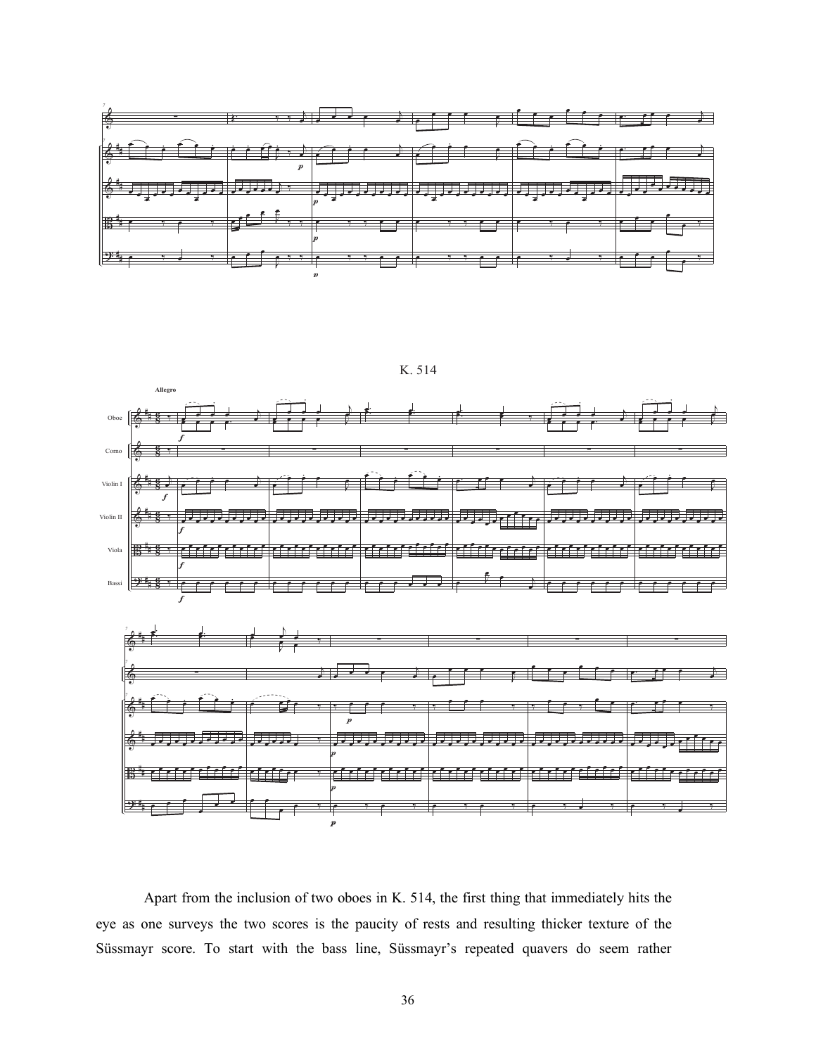K. 514

Apart from the inclusion of two oboes in K. 514, the first thing that immediately hits the eye as one surveys the two scores is the paucity of rests and resulting thicker texture of the Süssmayr score. To start with the bass line, Süssmayr's repeated quavers do seem rather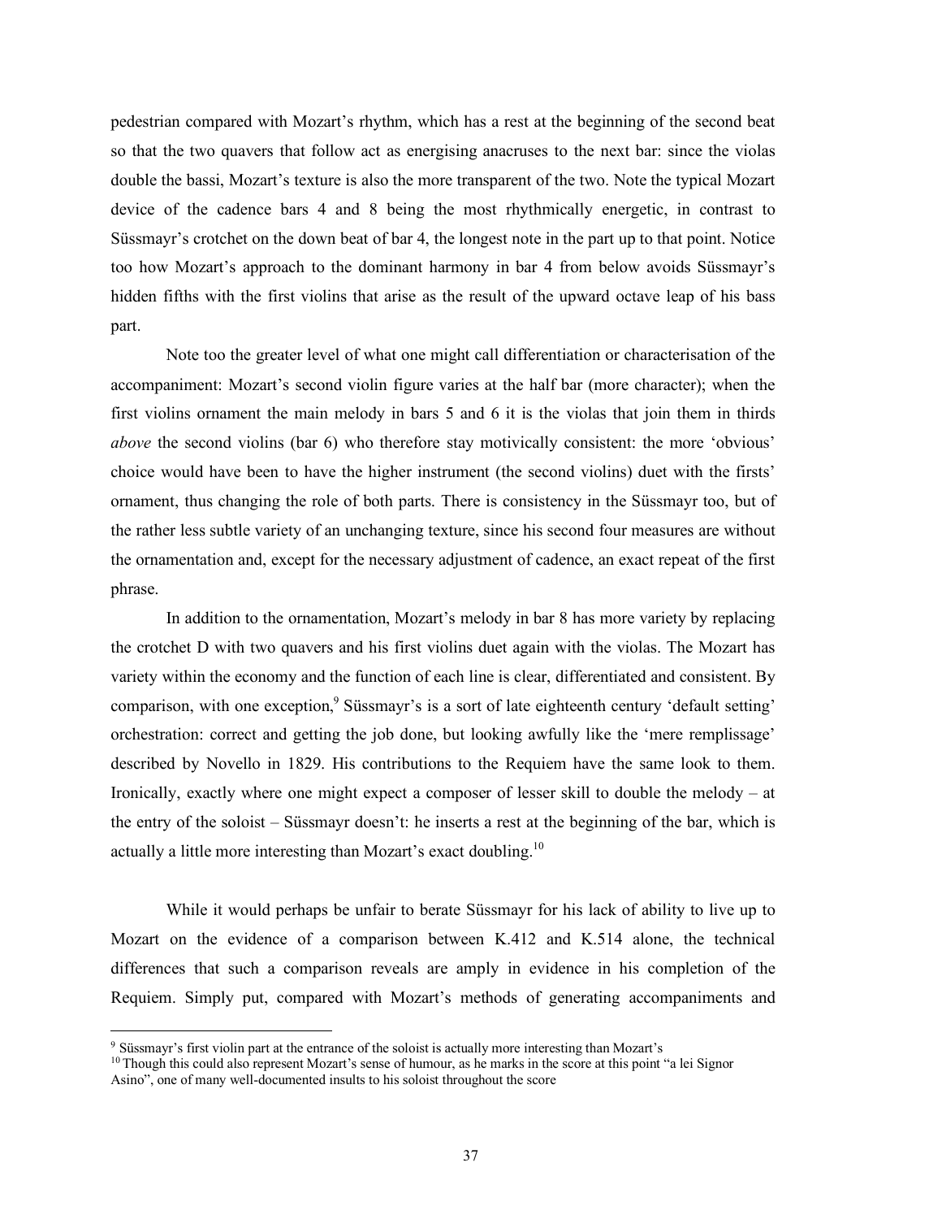pedestrian compared with Mozart's rhythm, which has a rest at the beginning of the second beat so that the two quavers that follow act as energising anacruses to the next bar: since the violas double the bassi, Mozart's texture is also the more transparent of the two. Note the typical Mozart device of the cadence bars 4 and 8 being the most rhythmically energetic, in contrast to Süssmayr's crotchet on the down beat of bar 4, the longest note in the part up to that point. Notice too how Mozart's approach to the dominant harmony in bar 4 from below avoids Süssmayr's hidden fifths with the first violins that arise as the result of the upward octave leap of his bass part.

Note too the greater level of what one might call differentiation or characterisation of the accompaniment: Mozart's second violin figure varies at the half bar (more character); when the first violins ornament the main melody in bars 5 and 6 it is the violas that join them in thirds *above* the second violins (bar 6) who therefore stay motivically consistent: the more 'obvious' choice would have been to have the higher instrument (the second violins) duet with the firsts' ornament, thus changing the role of both parts. There is consistency in the Süssmayr too, but of the rather less subtle variety of an unchanging texture, since his second four measures are without the ornamentation and, except for the necessary adjustment of cadence, an exact repeat of the first phrase.

In addition to the ornamentation, Mozart's melody in bar 8 has more variety by replacing the crotchet D with two quavers and his first violins duet again with the violas. The Mozart has variety within the economy and the function of each line is clear, differentiated and consistent. By comparison, with one exception,[9] Süssmayr's is a sort of late eighteenth century 'default setting' orchestration: correct and getting the job done, but looking awfully like the 'mere remplissage' described by Novello in 1829. His contributions to the Requiem have the same look to them. Ironically, exactly where one might expect a composer of lesser skill to double the melody – at the entry of the soloist – Süssmayr doesn't: he inserts a rest at the beginning of the bar, which is actually a little more interesting than Mozart's exact doubling.[10]

While it would perhaps be unfair to berate Süssmayr for his lack of ability to live up to Mozart on the evidence of a comparison between K.412 and K.514 alone, the technical differences that such a comparison reveals are amply in evidence in his completion of the Requiem. Simply put, compared with Mozart's methods of generating accompaniments and

---

[9] Süssmayr's first violin part at the entrance of the soloist is actually more interesting than Mozart's

[10] Though this could also represent Mozart's sense of humour, as he marks in the score at this point "a lei Signor Asino", one of many well-documented insults to his soloist throughout the score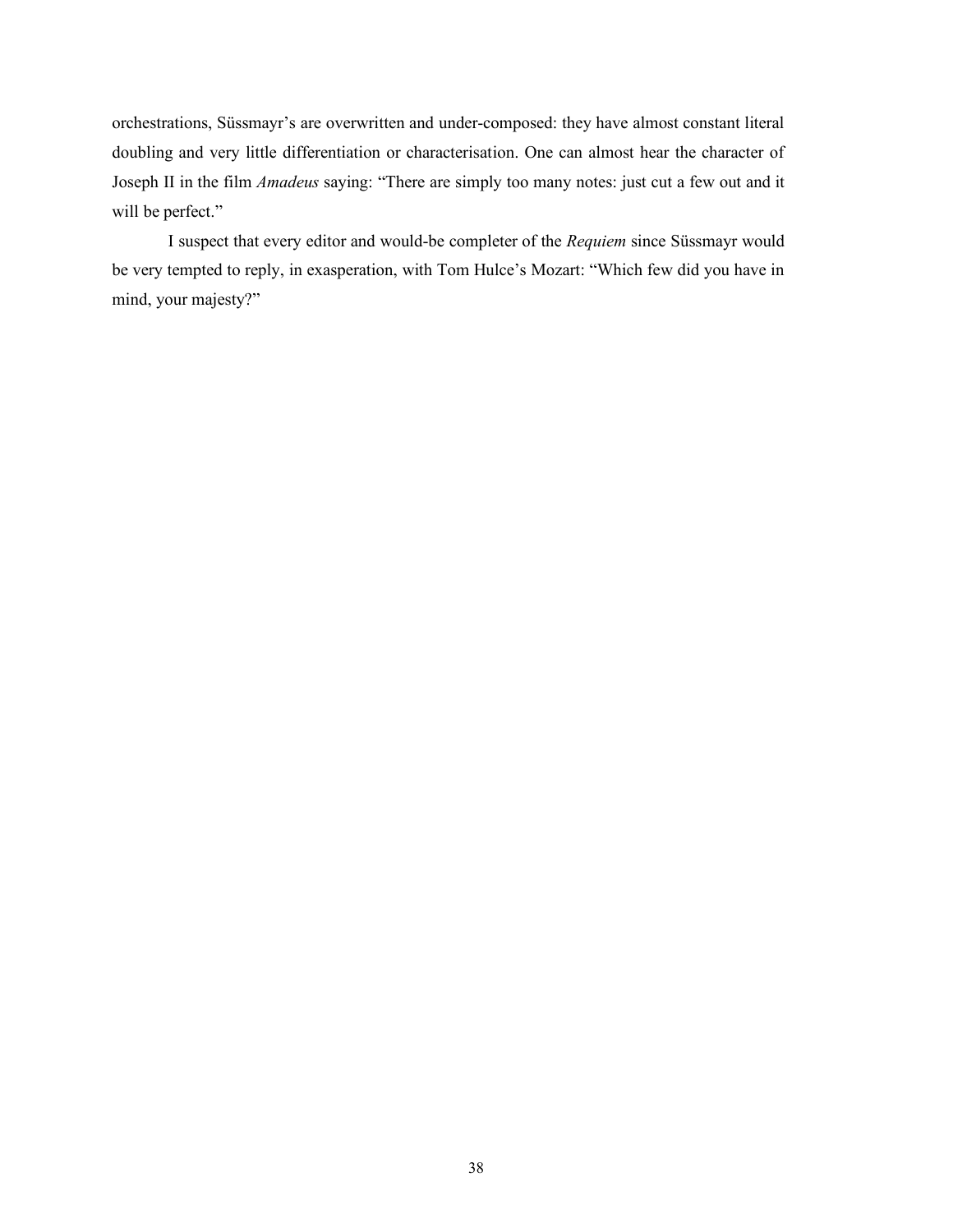orchestrations, Süssmayr's are overwritten and under-composed: they have almost constant literal doubling and very little differentiation or characterisation. One can almost hear the character of Joseph II in the film *Amadeus* saying: "There are simply too many notes: just cut a few out and it will be perfect."

I suspect that every editor and would-be completer of the *Requiem* since Süssmayr would be very tempted to reply, in exasperation, with Tom Hulce's Mozart: "Which few did you have in mind, your majesty?"